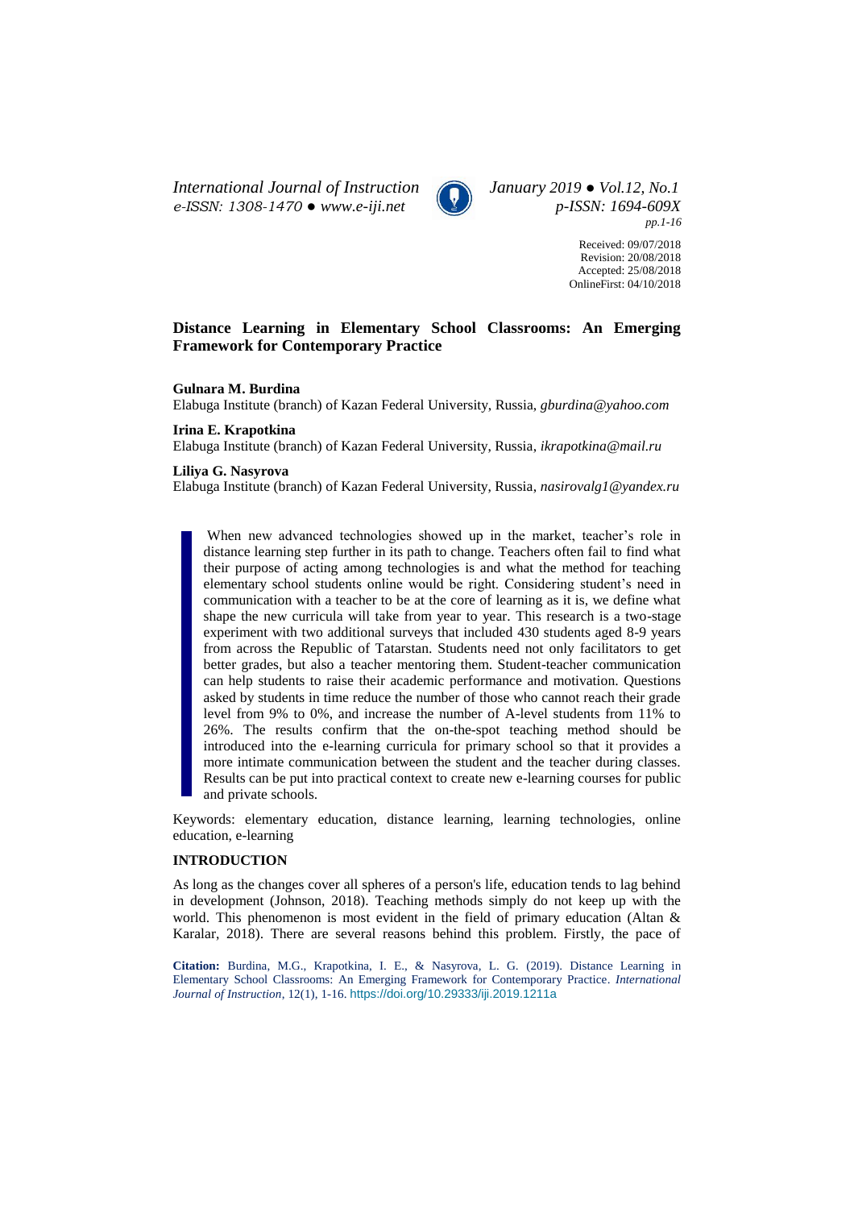Received: 09/07/2018
Revision: 20/08/2018
Accepted: 25/08/2018
OnlineFirst: 04/10/2018

# Distance Learning in Elementary School Classrooms: An Emerging Framework for Contemporary Practice

**Gulnara M. Burdina**
Elabuga Institute (branch) of Kazan Federal University, Russia, *gburdina@yahoo.com*

**Irina E. Krapotkina**
Elabuga Institute (branch) of Kazan Federal University, Russia, *ikrapotkina@mail.ru*

**Liliya G. Nasyrova**
Elabuga Institute (branch) of Kazan Federal University, Russia, *nasirovalg1@yandex.ru*

When new advanced technologies showed up in the market, teacher's role in distance learning step further in its path to change. Teachers often fail to find what their purpose of acting among technologies is and what the method for teaching elementary school students online would be right. Considering student's need in communication with a teacher to be at the core of learning as it is, we define what shape the new curricula will take from year to year. This research is a two-stage experiment with two additional surveys that included 430 students aged 8-9 years from across the Republic of Tatarstan. Students need not only facilitators to get better grades, but also a teacher mentoring them. Student-teacher communication can help students to raise their academic performance and motivation. Questions asked by students in time reduce the number of those who cannot reach their grade level from 9% to 0%, and increase the number of A-level students from 11% to 26%. The results confirm that the on-the-spot teaching method should be introduced into the e-learning curricula for primary school so that it provides a more intimate communication between the student and the teacher during classes. Results can be put into practical context to create new e-learning courses for public and private schools.

Keywords: elementary education, distance learning, learning technologies, online education, e-learning

## INTRODUCTION

As long as the changes cover all spheres of a person's life, education tends to lag behind in development (Johnson, 2018). Teaching methods simply do not keep up with the world. This phenomenon is most evident in the field of primary education (Altan & Karalar, 2018). There are several reasons behind this problem. Firstly, the pace of

**Citation:** Burdina, M.G., Krapotkina, I. E., & Nasyrova, L. G. (2019). Distance Learning in Elementary School Classrooms: An Emerging Framework for Contemporary Practice. *International Journal of Instruction*, 12(1), 1-16. https://doi.org/10.29333/iji.2019.1211a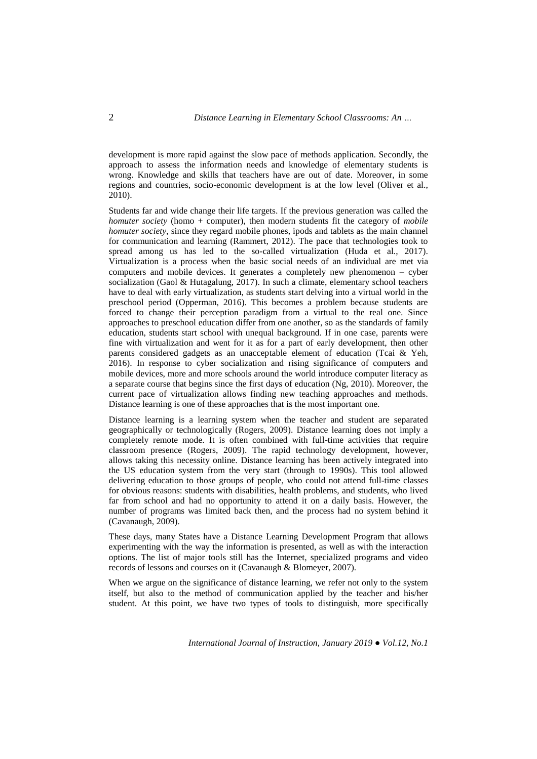development is more rapid against the slow pace of methods application. Secondly, the approach to assess the information needs and knowledge of elementary students is wrong. Knowledge and skills that teachers have are out of date. Moreover, in some regions and countries, socio-economic development is at the low level (Oliver et al., 2010).

Students far and wide change their life targets. If the previous generation was called the *homuter society* (homo + computer), then modern students fit the category of *mobile homuter society*, since they regard mobile phones, ipods and tablets as the main channel for communication and learning (Rammert, 2012). The pace that technologies took to spread among us has led to the so-called virtualization (Huda et al., 2017). Virtualization is a process when the basic social needs of an individual are met via computers and mobile devices. It generates a completely new phenomenon – cyber socialization (Gaol & Hutagalung, 2017). In such a climate, elementary school teachers have to deal with early virtualization, as students start delving into a virtual world in the preschool period (Opperman, 2016). This becomes a problem because students are forced to change their perception paradigm from a virtual to the real one. Since approaches to preschool education differ from one another, so as the standards of family education, students start school with unequal background. If in one case, parents were fine with virtualization and went for it as for a part of early development, then other parents considered gadgets as an unacceptable element of education (Tcai & Yeh, 2016). In response to cyber socialization and rising significance of computers and mobile devices, more and more schools around the world introduce computer literacy as a separate course that begins since the first days of education (Ng, 2010). Moreover, the current pace of virtualization allows finding new teaching approaches and methods. Distance learning is one of these approaches that is the most important one.

Distance learning is a learning system when the teacher and student are separated geographically or technologically (Rogers, 2009). Distance learning does not imply a completely remote mode. It is often combined with full-time activities that require classroom presence (Rogers, 2009). The rapid technology development, however, allows taking this necessity online. Distance learning has been actively integrated into the US education system from the very start (through to 1990s). This tool allowed delivering education to those groups of people, who could not attend full-time classes for obvious reasons: students with disabilities, health problems, and students, who lived far from school and had no opportunity to attend it on a daily basis. However, the number of programs was limited back then, and the process had no system behind it (Cavanaugh, 2009).

These days, many States have a Distance Learning Development Program that allows experimenting with the way the information is presented, as well as with the interaction options. The list of major tools still has the Internet, specialized programs and video records of lessons and courses on it (Cavanaugh & Blomeyer, 2007).

When we argue on the significance of distance learning, we refer not only to the system itself, but also to the method of communication applied by the teacher and his/her student. At this point, we have two types of tools to distinguish, more specifically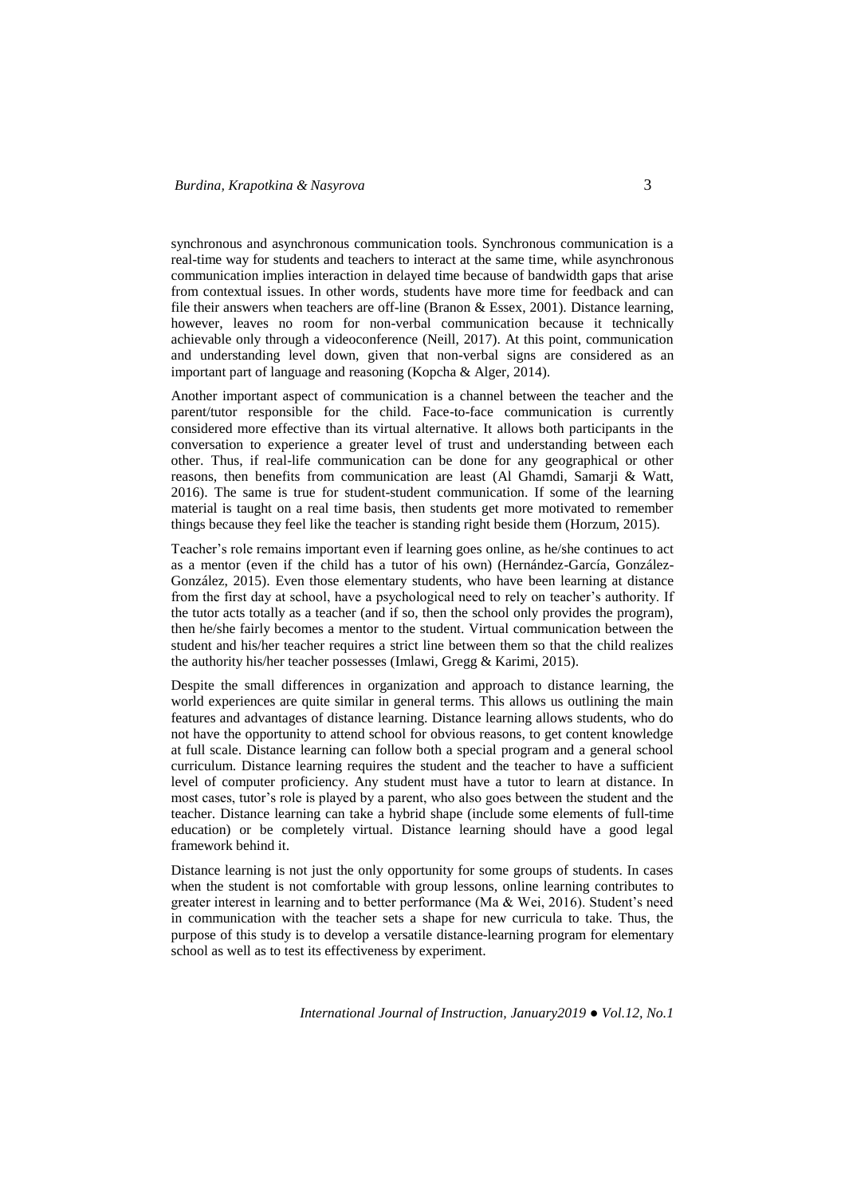synchronous and asynchronous communication tools. Synchronous communication is a real-time way for students and teachers to interact at the same time, while asynchronous communication implies interaction in delayed time because of bandwidth gaps that arise from contextual issues. In other words, students have more time for feedback and can file their answers when teachers are off-line (Branon & Essex, 2001). Distance learning, however, leaves no room for non-verbal communication because it technically achievable only through a videoconference (Neill, 2017). At this point, communication and understanding level down, given that non-verbal signs are considered as an important part of language and reasoning (Kopcha & Alger, 2014).

Another important aspect of communication is a channel between the teacher and the parent/tutor responsible for the child. Face-to-face communication is currently considered more effective than its virtual alternative. It allows both participants in the conversation to experience a greater level of trust and understanding between each other. Thus, if real-life communication can be done for any geographical or other reasons, then benefits from communication are least (Al Ghamdi, Samarji & Watt, 2016). The same is true for student-student communication. If some of the learning material is taught on a real time basis, then students get more motivated to remember things because they feel like the teacher is standing right beside them (Horzum, 2015).

Teacher's role remains important even if learning goes online, as he/she continues to act as a mentor (even if the child has a tutor of his own) (Hernández-García, González-González, 2015). Even those elementary students, who have been learning at distance from the first day at school, have a psychological need to rely on teacher's authority. If the tutor acts totally as a teacher (and if so, then the school only provides the program), then he/she fairly becomes a mentor to the student. Virtual communication between the student and his/her teacher requires a strict line between them so that the child realizes the authority his/her teacher possesses (Imlawi, Gregg & Karimi, 2015).

Despite the small differences in organization and approach to distance learning, the world experiences are quite similar in general terms. This allows us outlining the main features and advantages of distance learning. Distance learning allows students, who do not have the opportunity to attend school for obvious reasons, to get content knowledge at full scale. Distance learning can follow both a special program and a general school curriculum. Distance learning requires the student and the teacher to have a sufficient level of computer proficiency. Any student must have a tutor to learn at distance. In most cases, tutor's role is played by a parent, who also goes between the student and the teacher. Distance learning can take a hybrid shape (include some elements of full-time education) or be completely virtual. Distance learning should have a good legal framework behind it.

Distance learning is not just the only opportunity for some groups of students. In cases when the student is not comfortable with group lessons, online learning contributes to greater interest in learning and to better performance (Ma & Wei, 2016). Student's need in communication with the teacher sets a shape for new curricula to take. Thus, the purpose of this study is to develop a versatile distance-learning program for elementary school as well as to test its effectiveness by experiment.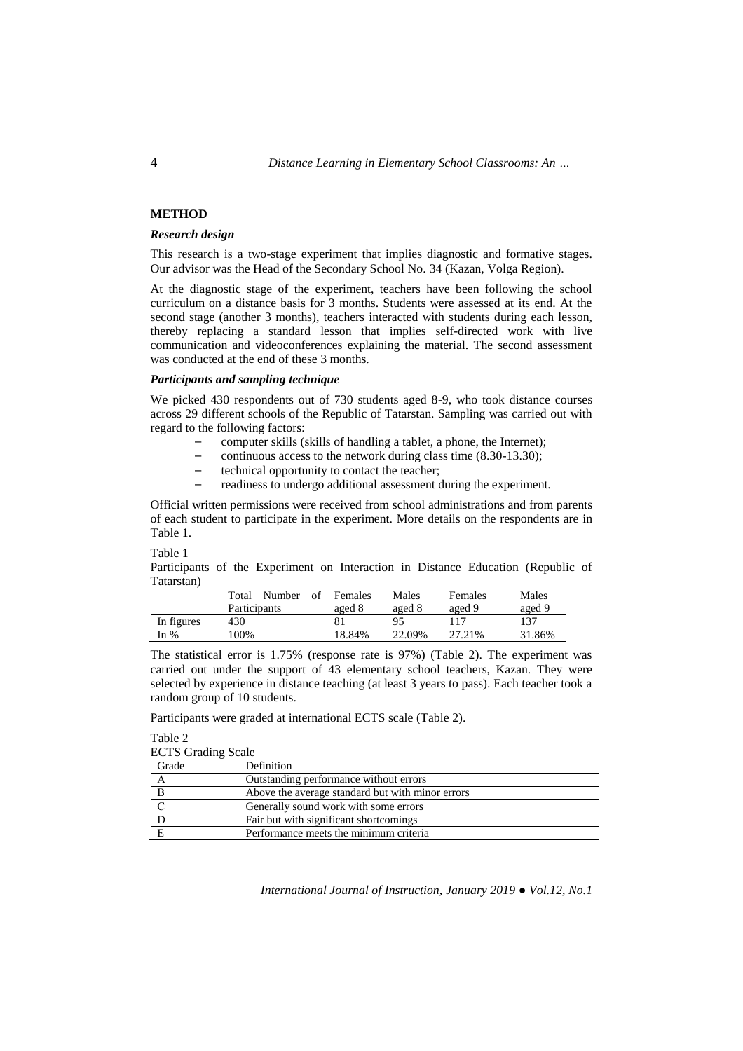## METHOD

### *Research design*

This research is a two-stage experiment that implies diagnostic and formative stages. Our advisor was the Head of the Secondary School No. 34 (Kazan, Volga Region).

At the diagnostic stage of the experiment, teachers have been following the school curriculum on a distance basis for 3 months. Students were assessed at its end. At the second stage (another 3 months), teachers interacted with students during each lesson, thereby replacing a standard lesson that implies self-directed work with live communication and videoconferences explaining the material. The second assessment was conducted at the end of these 3 months.

### *Participants and sampling technique*

We picked 430 respondents out of 730 students aged 8-9, who took distance courses across 29 different schools of the Republic of Tatarstan. Sampling was carried out with regard to the following factors:

- computer skills (skills of handling a tablet, a phone, the Internet);
- continuous access to the network during class time (8.30-13.30);
- technical opportunity to contact the teacher;
- readiness to undergo additional assessment during the experiment.

Official written permissions were received from school administrations and from parents of each student to participate in the experiment. More details on the respondents are in Table 1.

Table 1

Participants of the Experiment on Interaction in Distance Education (Republic of Tatarstan)

| | Total Number of Participants | Females aged 8 | Males aged 8 | Females aged 9 | Males aged 9 |
|---|---|---|---|---|---|
| In figures | 430 | 81 | 95 | 117 | 137 |
| In % | 100% | 18.84% | 22.09% | 27.21% | 31.86% |

The statistical error is 1.75% (response rate is 97%) (Table 2). The experiment was carried out under the support of 43 elementary school teachers, Kazan. They were selected by experience in distance teaching (at least 3 years to pass). Each teacher took a random group of 10 students.

Participants were graded at international ECTS scale (Table 2).

Table 2

ECTS Grading Scale

| Grade | Definition |
|---|---|
| A | Outstanding performance without errors |
| B | Above the average standard but with minor errors |
| C | Generally sound work with some errors |
| D | Fair but with significant shortcomings |
| E | Performance meets the minimum criteria |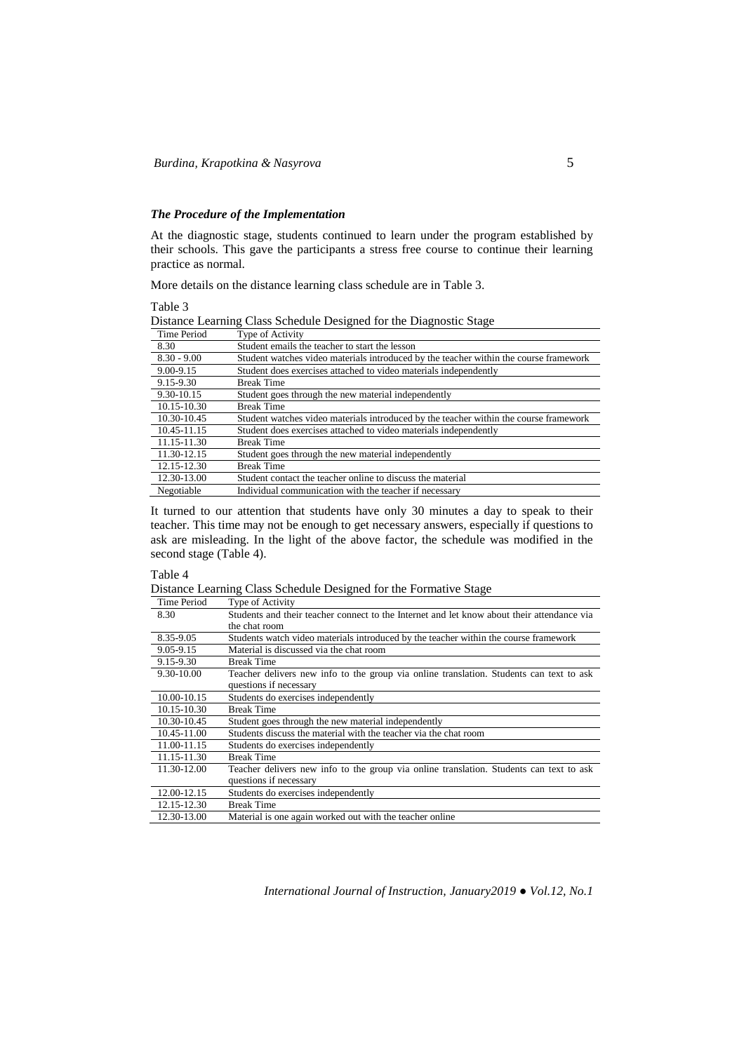### *The Procedure of the Implementation*

At the diagnostic stage, students continued to learn under the program established by their schools. This gave the participants a stress free course to continue their learning practice as normal.

More details on the distance learning class schedule are in Table 3.

Table 3
Distance Learning Class Schedule Designed for the Diagnostic Stage

| Time Period | Type of Activity |
|---|---|
| 8.30 | Student emails the teacher to start the lesson |
| 8.30 - 9.00 | Student watches video materials introduced by the teacher within the course framework |
| 9.00-9.15 | Student does exercises attached to video materials independently |
| 9.15-9.30 | Break Time |
| 9.30-10.15 | Student goes through the new material independently |
| 10.15-10.30 | Break Time |
| 10.30-10.45 | Student watches video materials introduced by the teacher within the course framework |
| 10.45-11.15 | Student does exercises attached to video materials independently |
| 11.15-11.30 | Break Time |
| 11.30-12.15 | Student goes through the new material independently |
| 12.15-12.30 | Break Time |
| 12.30-13.00 | Student contact the teacher online to discuss the material |
| Negotiable | Individual communication with the teacher if necessary |

It turned to our attention that students have only 30 minutes a day to speak to their teacher. This time may not be enough to get necessary answers, especially if questions to ask are misleading. In the light of the above factor, the schedule was modified in the second stage (Table 4).

Table 4
Distance Learning Class Schedule Designed for the Formative Stage

| Time Period | Type of Activity |
|---|---|
| 8.30 | Students and their teacher connect to the Internet and let know about their attendance via the chat room |
| 8.35-9.05 | Students watch video materials introduced by the teacher within the course framework |
| 9.05-9.15 | Material is discussed via the chat room |
| 9.15-9.30 | Break Time |
| 9.30-10.00 | Teacher delivers new info to the group via online translation. Students can text to ask questions if necessary |
| 10.00-10.15 | Students do exercises independently |
| 10.15-10.30 | Break Time |
| 10.30-10.45 | Student goes through the new material independently |
| 10.45-11.00 | Students discuss the material with the teacher via the chat room |
| 11.00-11.15 | Students do exercises independently |
| 11.15-11.30 | Break Time |
| 11.30-12.00 | Teacher delivers new info to the group via online translation. Students can text to ask questions if necessary |
| 12.00-12.15 | Students do exercises independently |
| 12.15-12.30 | Break Time |
| 12.30-13.00 | Material is one again worked out with the teacher online |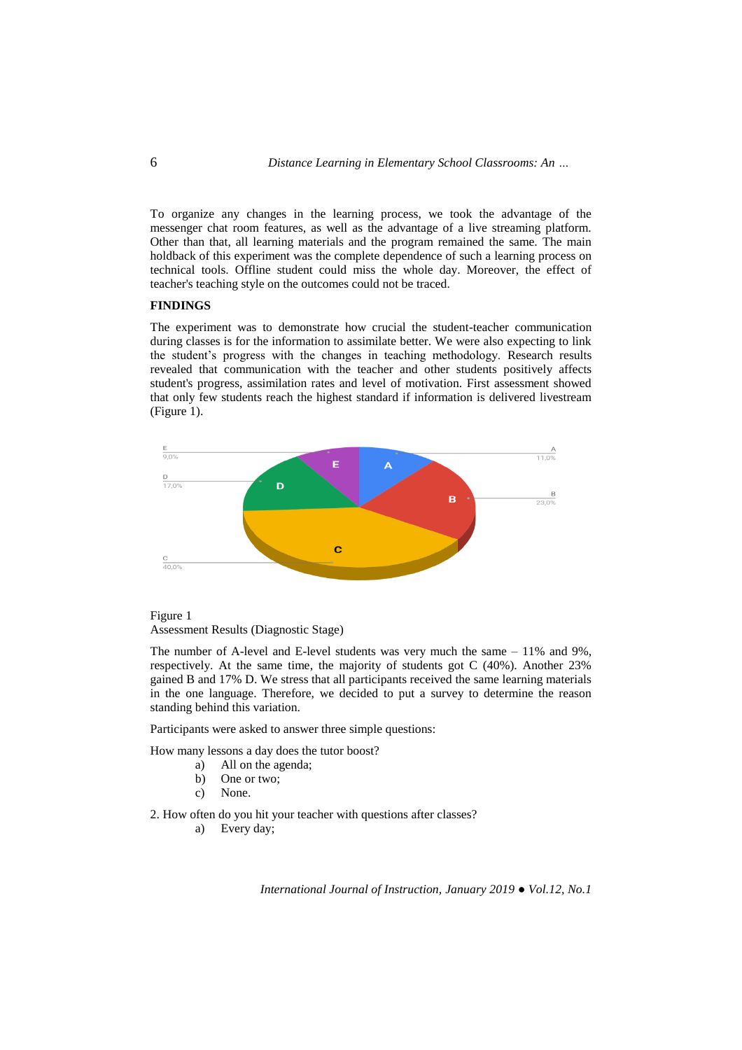To organize any changes in the learning process, we took the advantage of the messenger chat room features, as well as the advantage of a live streaming platform. Other than that, all learning materials and the program remained the same. The main holdback of this experiment was the complete dependence of such a learning process on technical tools. Offline student could miss the whole day. Moreover, the effect of teacher's teaching style on the outcomes could not be traced.

## FINDINGS

The experiment was to demonstrate how crucial the student-teacher communication during classes is for the information to assimilate better. We were also expecting to link the student's progress with the changes in teaching methodology. Research results revealed that communication with the teacher and other students positively affects student's progress, assimilation rates and level of motivation. First assessment showed that only few students reach the highest standard if information is delivered livestream (Figure 1).

Figure 1
Assessment Results (Diagnostic Stage)

The number of A-level and E-level students was very much the same – 11% and 9%, respectively. At the same time, the majority of students got C (40%). Another 23% gained B and 17% D. We stress that all participants received the same learning materials in the one language. Therefore, we decided to put a survey to determine the reason standing behind this variation.

Participants were asked to answer three simple questions:

How many lessons a day does the tutor boost?

a) All on the agenda;
b) One or two;
c) None.

2. How often do you hit your teacher with questions after classes?

a) Every day;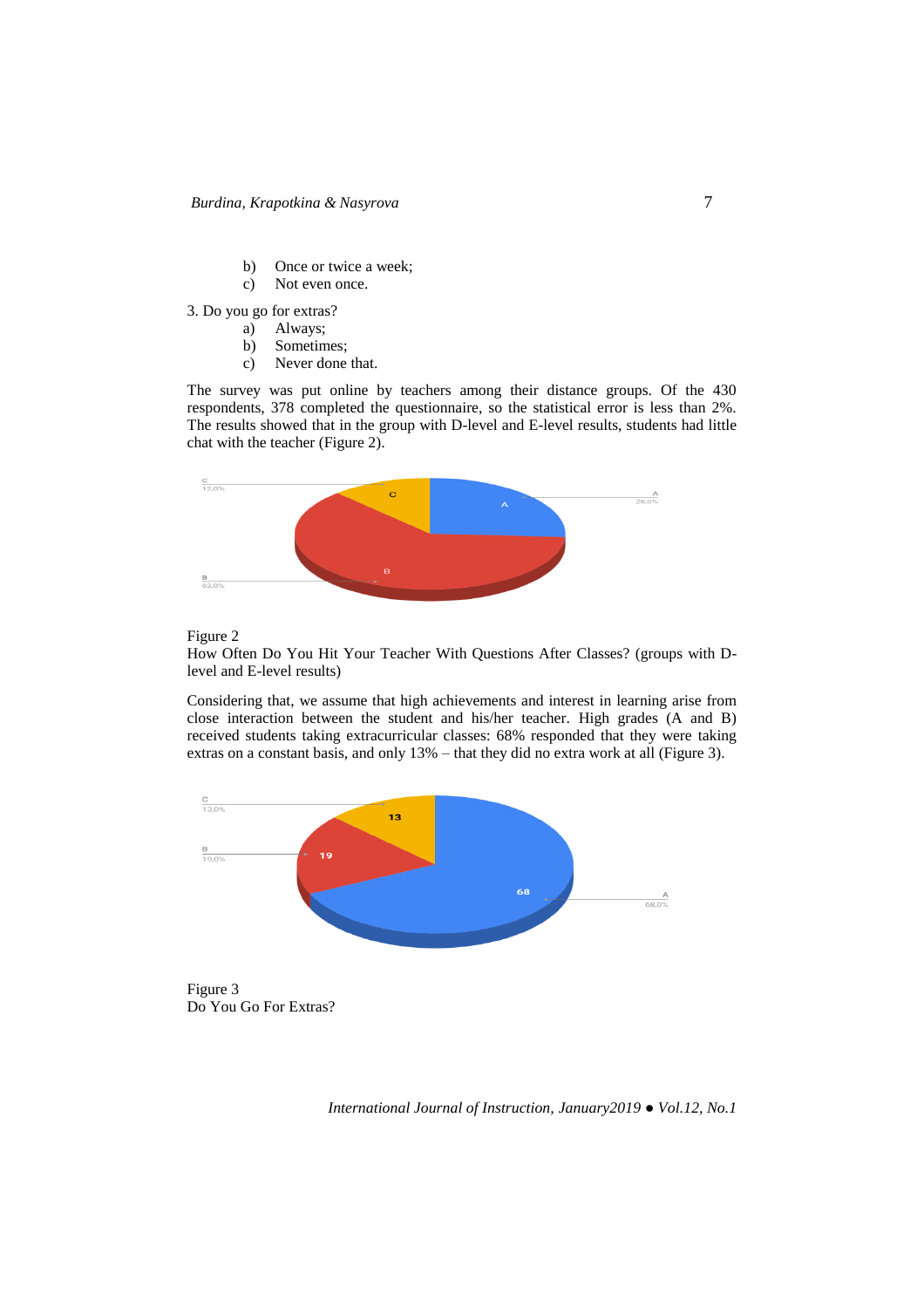b) Once or twice a week;
c) Not even once.

3. Do you go for extras?

a) Always;
b) Sometimes;
c) Never done that.

The survey was put online by teachers among their distance groups. Of the 430 respondents, 378 completed the questionnaire, so the statistical error is less than 2%. The results showed that in the group with D-level and E-level results, students had little chat with the teacher (Figure 2).

Figure 2
How Often Do You Hit Your Teacher With Questions After Classes? (groups with D-level and E-level results)

Considering that, we assume that high achievements and interest in learning arise from close interaction between the student and his/her teacher. High grades (A and B) received students taking extracurricular classes: 68% responded that they were taking extras on a constant basis, and only 13% – that they did no extra work at all (Figure 3).

Figure 3
Do You Go For Extras?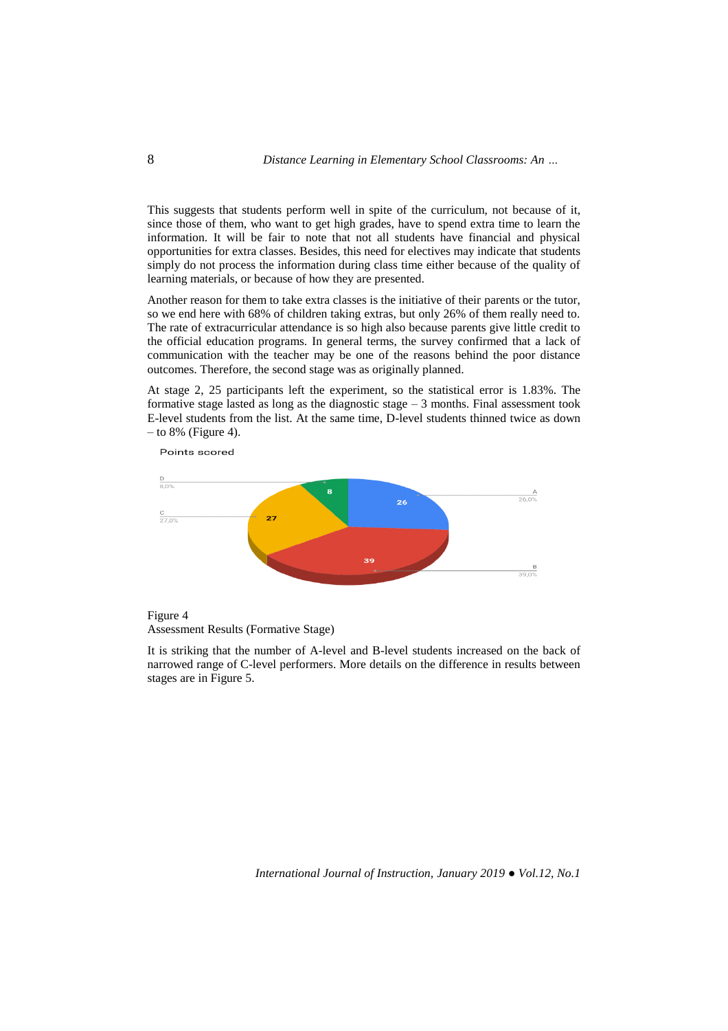This suggests that students perform well in spite of the curriculum, not because of it, since those of them, who want to get high grades, have to spend extra time to learn the information. It will be fair to note that not all students have financial and physical opportunities for extra classes. Besides, this need for electives may indicate that students simply do not process the information during class time either because of the quality of learning materials, or because of how they are presented.

Another reason for them to take extra classes is the initiative of their parents or the tutor, so we end here with 68% of children taking extras, but only 26% of them really need to. The rate of extracurricular attendance is so high also because parents give little credit to the official education programs. In general terms, the survey confirmed that a lack of communication with the teacher may be one of the reasons behind the poor distance outcomes. Therefore, the second stage was as originally planned.

At stage 2, 25 participants left the experiment, so the statistical error is 1.83%. The formative stage lasted as long as the diagnostic stage – 3 months. Final assessment took E-level students from the list. At the same time, D-level students thinned twice as down – to 8% (Figure 4).

Points scored

| Level | Points | % |
|---|---|---|
| A | 26 | 26,0% |
| B | 39 | 39,0% |
| C | 27 | 27,0% |
| D | 8 | 8,0% |

Figure 4
Assessment Results (Formative Stage)

It is striking that the number of A-level and B-level students increased on the back of narrowed range of C-level performers. More details on the difference in results between stages are in Figure 5.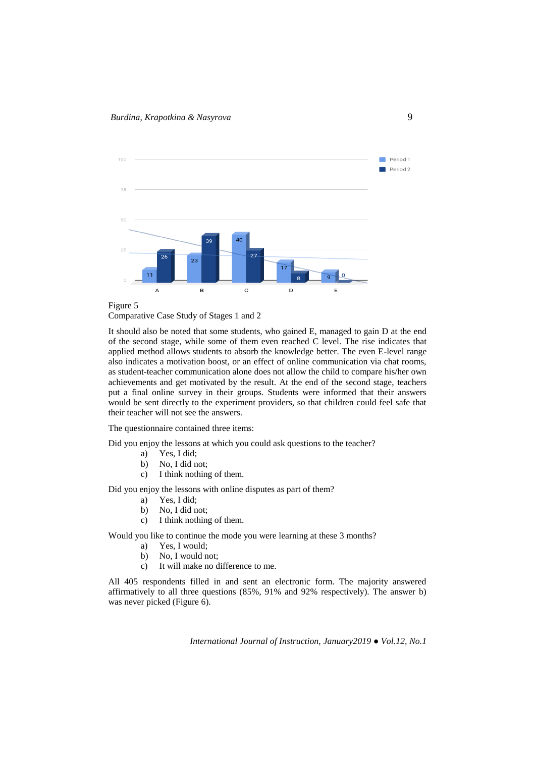Figure 5
Comparative Case Study of Stages 1 and 2

It should also be noted that some students, who gained E, managed to gain D at the end of the second stage, while some of them even reached C level. The rise indicates that applied method allows students to absorb the knowledge better. The even E-level range also indicates a motivation boost, or an effect of online communication via chat rooms, as student-teacher communication alone does not allow the child to compare his/her own achievements and get motivated by the result. At the end of the second stage, teachers put a final online survey in their groups. Students were informed that their answers would be sent directly to the experiment providers, so that children could feel safe that their teacher will not see the answers.

The questionnaire contained three items:

Did you enjoy the lessons at which you could ask questions to the teacher?

a) Yes, I did;
b) No, I did not;
c) I think nothing of them.

Did you enjoy the lessons with online disputes as part of them?

a) Yes, I did;
b) No, I did not;
c) I think nothing of them.

Would you like to continue the mode you were learning at these 3 months?

a) Yes, I would;
b) No, I would not;
c) It will make no difference to me.

All 405 respondents filled in and sent an electronic form. The majority answered affirmatively to all three questions (85%, 91% and 92% respectively). The answer b) was never picked (Figure 6).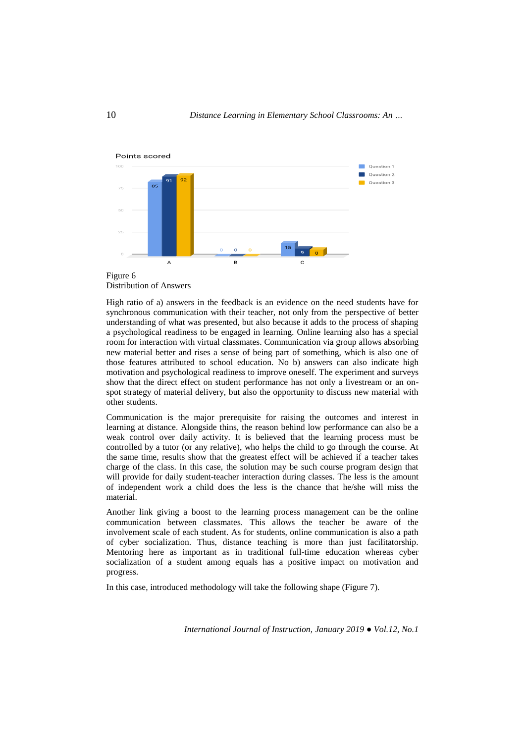Figure 6
Distribution of Answers

High ratio of a) answers in the feedback is an evidence on the need students have for synchronous communication with their teacher, not only from the perspective of better understanding of what was presented, but also because it adds to the process of shaping a psychological readiness to be engaged in learning. Online learning also has a special room for interaction with virtual classmates. Communication via group allows absorbing new material better and rises a sense of being part of something, which is also one of those features attributed to school education. No b) answers can also indicate high motivation and psychological readiness to improve oneself. The experiment and surveys show that the direct effect on student performance has not only a livestream or an on-spot strategy of material delivery, but also the opportunity to discuss new material with other students.

Communication is the major prerequisite for raising the outcomes and interest in learning at distance. Alongside thins, the reason behind low performance can also be a weak control over daily activity. It is believed that the learning process must be controlled by a tutor (or any relative), who helps the child to go through the course. At the same time, results show that the greatest effect will be achieved if a teacher takes charge of the class. In this case, the solution may be such course program design that will provide for daily student-teacher interaction during classes. The less is the amount of independent work a child does the less is the chance that he/she will miss the material.

Another link giving a boost to the learning process management can be the online communication between classmates. This allows the teacher be aware of the involvement scale of each student. As for students, online communication is also a path of cyber socialization. Thus, distance teaching is more than just facilitatorship. Mentoring here as important as in traditional full-time education whereas cyber socialization of a student among equals has a positive impact on motivation and progress.

In this case, introduced methodology will take the following shape (Figure 7).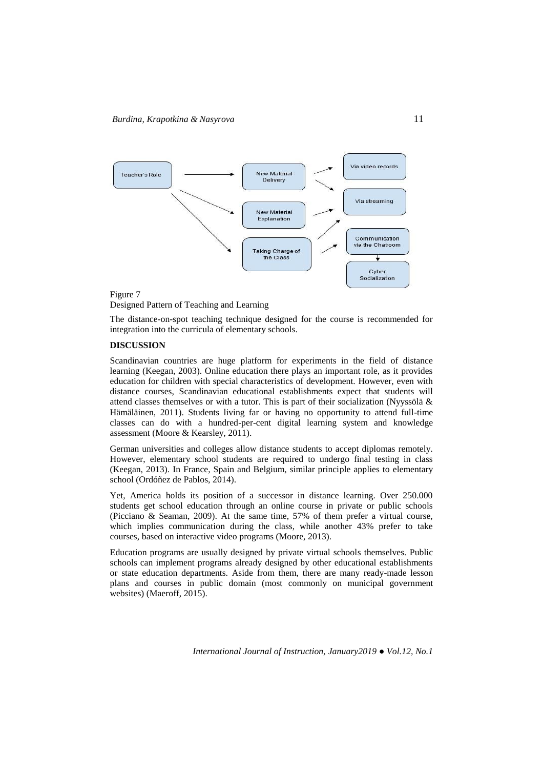Figure 7

Designed Pattern of Teaching and Learning

The distance-on-spot teaching technique designed for the course is recommended for integration into the curricula of elementary schools.

## DISCUSSION

Scandinavian countries are huge platform for experiments in the field of distance learning (Keegan, 2003). Online education there plays an important role, as it provides education for children with special characteristics of development. However, even with distance courses, Scandinavian educational establishments expect that students will attend classes themselves or with a tutor. This is part of their socialization (Nyyssölä & Hämäläinen, 2011). Students living far or having no opportunity to attend full-time classes can do with a hundred-per-cent digital learning system and knowledge assessment (Moore & Kearsley, 2011).

German universities and colleges allow distance students to accept diplomas remotely. However, elementary school students are required to undergo final testing in class (Keegan, 2013). In France, Spain and Belgium, similar principle applies to elementary school (Ordóñez de Pablos, 2014).

Yet, America holds its position of a successor in distance learning. Over 250.000 students get school education through an online course in private or public schools (Picciano & Seaman, 2009). At the same time, 57% of them prefer a virtual course, which implies communication during the class, while another 43% prefer to take courses, based on interactive video programs (Moore, 2013).

Education programs are usually designed by private virtual schools themselves. Public schools can implement programs already designed by other educational establishments or state education departments. Aside from them, there are many ready-made lesson plans and courses in public domain (most commonly on municipal government websites) (Maeroff, 2015).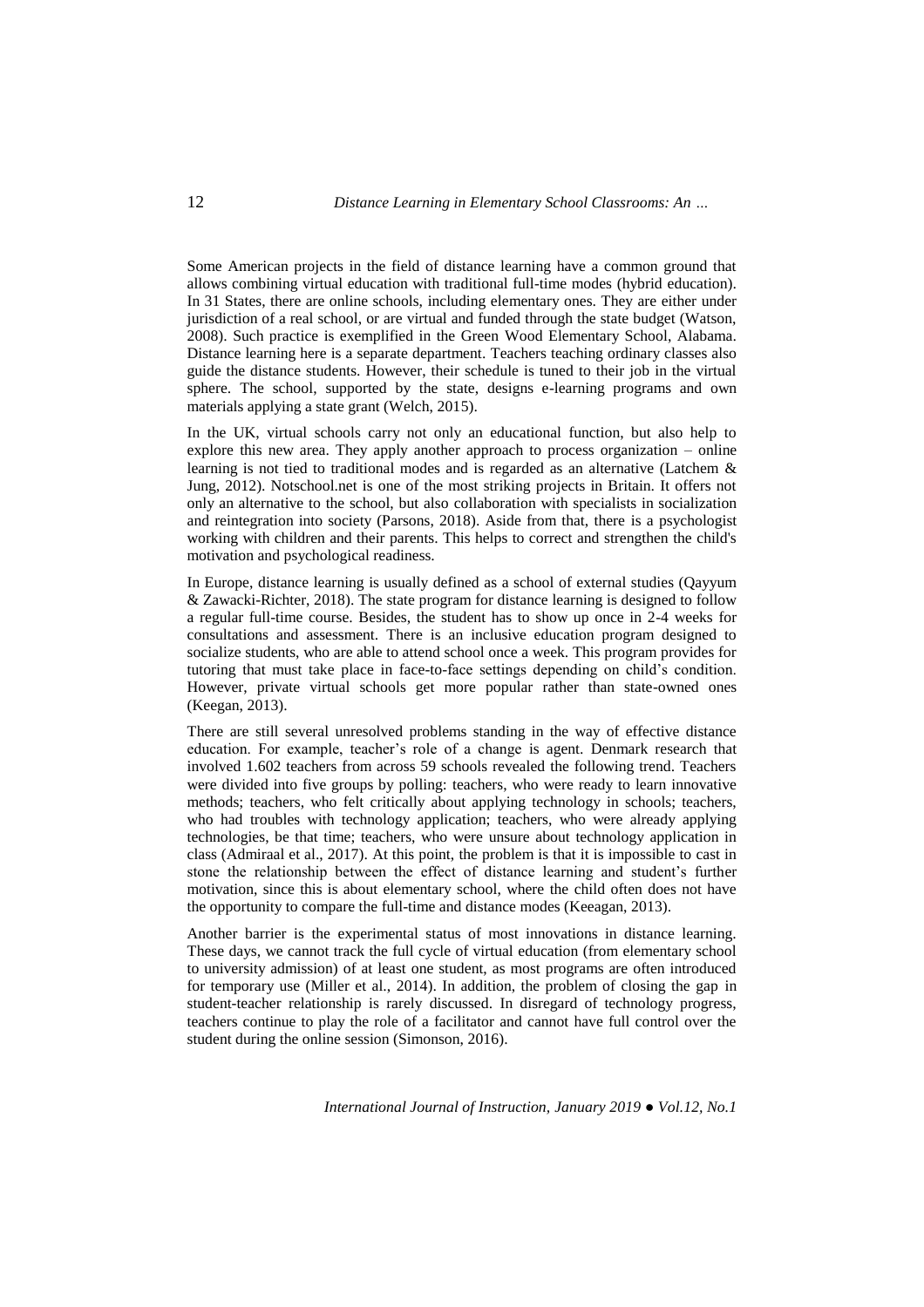Some American projects in the field of distance learning have a common ground that allows combining virtual education with traditional full-time modes (hybrid education). In 31 States, there are online schools, including elementary ones. They are either under jurisdiction of a real school, or are virtual and funded through the state budget (Watson, 2008). Such practice is exemplified in the Green Wood Elementary School, Alabama. Distance learning here is a separate department. Teachers teaching ordinary classes also guide the distance students. However, their schedule is tuned to their job in the virtual sphere. The school, supported by the state, designs e-learning programs and own materials applying a state grant (Welch, 2015).

In the UK, virtual schools carry not only an educational function, but also help to explore this new area. They apply another approach to process organization – online learning is not tied to traditional modes and is regarded as an alternative (Latchem & Jung, 2012). Notschool.net is one of the most striking projects in Britain. It offers not only an alternative to the school, but also collaboration with specialists in socialization and reintegration into society (Parsons, 2018). Aside from that, there is a psychologist working with children and their parents. This helps to correct and strengthen the child's motivation and psychological readiness.

In Europe, distance learning is usually defined as a school of external studies (Qayyum & Zawacki-Richter, 2018). The state program for distance learning is designed to follow a regular full-time course. Besides, the student has to show up once in 2-4 weeks for consultations and assessment. There is an inclusive education program designed to socialize students, who are able to attend school once a week. This program provides for tutoring that must take place in face-to-face settings depending on child's condition. However, private virtual schools get more popular rather than state-owned ones (Keegan, 2013).

There are still several unresolved problems standing in the way of effective distance education. For example, teacher's role of a change is agent. Denmark research that involved 1.602 teachers from across 59 schools revealed the following trend. Teachers were divided into five groups by polling: teachers, who were ready to learn innovative methods; teachers, who felt critically about applying technology in schools; teachers, who had troubles with technology application; teachers, who were already applying technologies, be that time; teachers, who were unsure about technology application in class (Admiraal et al., 2017). At this point, the problem is that it is impossible to cast in stone the relationship between the effect of distance learning and student's further motivation, since this is about elementary school, where the child often does not have the opportunity to compare the full-time and distance modes (Keeagan, 2013).

Another barrier is the experimental status of most innovations in distance learning. These days, we cannot track the full cycle of virtual education (from elementary school to university admission) of at least one student, as most programs are often introduced for temporary use (Miller et al., 2014). In addition, the problem of closing the gap in student-teacher relationship is rarely discussed. In disregard of technology progress, teachers continue to play the role of a facilitator and cannot have full control over the student during the online session (Simonson, 2016).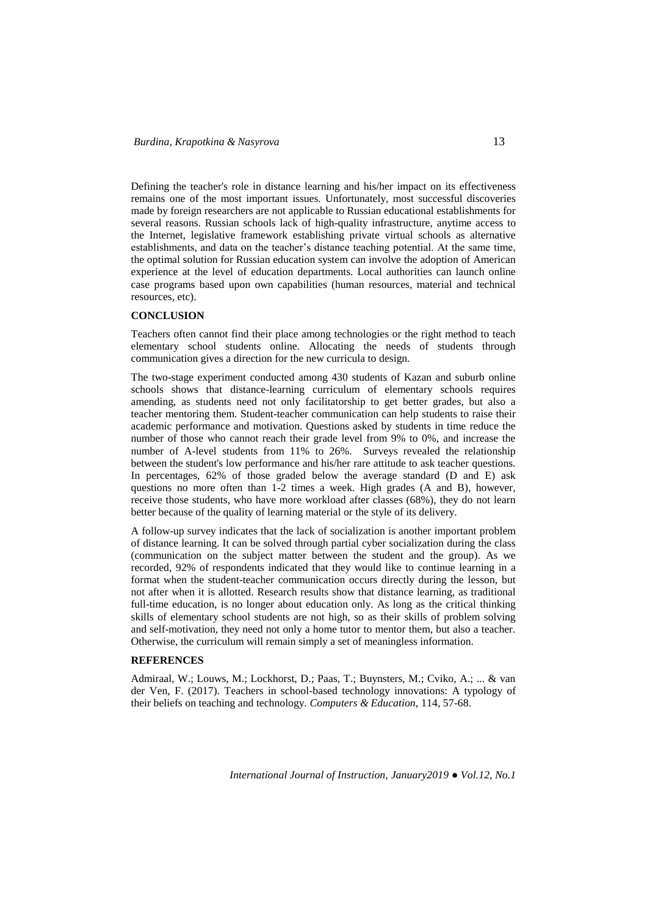Defining the teacher's role in distance learning and his/her impact on its effectiveness remains one of the most important issues. Unfortunately, most successful discoveries made by foreign researchers are not applicable to Russian educational establishments for several reasons. Russian schools lack of high-quality infrastructure, anytime access to the Internet, legislative framework establishing private virtual schools as alternative establishments, and data on the teacher's distance teaching potential. At the same time, the optimal solution for Russian education system can involve the adoption of American experience at the level of education departments. Local authorities can launch online case programs based upon own capabilities (human resources, material and technical resources, etc).

## CONCLUSION

Teachers often cannot find their place among technologies or the right method to teach elementary school students online. Allocating the needs of students through communication gives a direction for the new curricula to design.

The two-stage experiment conducted among 430 students of Kazan and suburb online schools shows that distance-learning curriculum of elementary schools requires amending, as students need not only facilitatorship to get better grades, but also a teacher mentoring them. Student-teacher communication can help students to raise their academic performance and motivation. Questions asked by students in time reduce the number of those who cannot reach their grade level from 9% to 0%, and increase the number of A-level students from 11% to 26%. Surveys revealed the relationship between the student's low performance and his/her rare attitude to ask teacher questions. In percentages, 62% of those graded below the average standard (D and E) ask questions no more often than 1-2 times a week. High grades (A and B), however, receive those students, who have more workload after classes (68%), they do not learn better because of the quality of learning material or the style of its delivery.

A follow-up survey indicates that the lack of socialization is another important problem of distance learning. It can be solved through partial cyber socialization during the class (communication on the subject matter between the student and the group). As we recorded, 92% of respondents indicated that they would like to continue learning in a format when the student-teacher communication occurs directly during the lesson, but not after when it is allotted. Research results show that distance learning, as traditional full-time education, is no longer about education only. As long as the critical thinking skills of elementary school students are not high, so as their skills of problem solving and self-motivation, they need not only a home tutor to mentor them, but also a teacher. Otherwise, the curriculum will remain simply a set of meaningless information.

## REFERENCES

Admiraal, W.; Louws, M.; Lockhorst, D.; Paas, T.; Buynsters, M.; Cviko, A.; ... & van der Ven, F. (2017). Teachers in school-based technology innovations: A typology of their beliefs on teaching and technology. *Computers & Education,* 114, 57-68.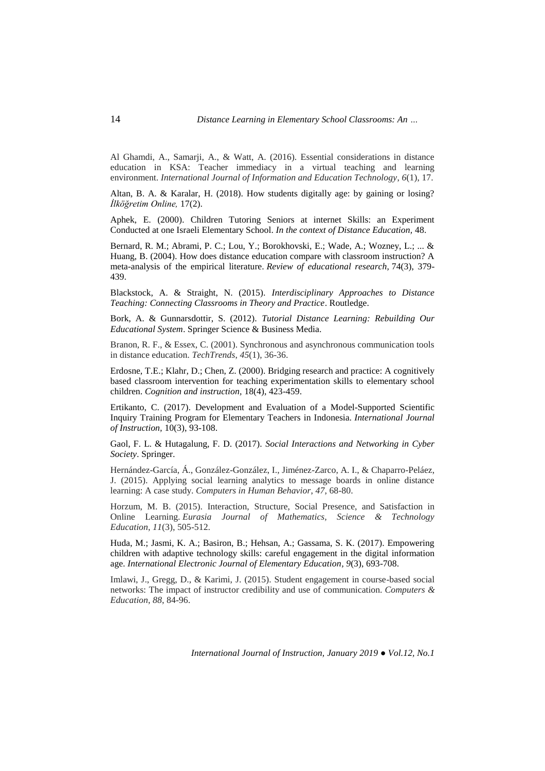Al Ghamdi, A., Samarji, A., & Watt, A. (2016). Essential considerations in distance education in KSA: Teacher immediacy in a virtual teaching and learning environment. *International Journal of Information and Education Technology*, *6*(1), 17.

Altan, B. A. & Karalar, H. (2018). How students digitally age: by gaining or losing? *İlköğretim Online,* 17(2).

Aphek, E. (2000). Children Tutoring Seniors at internet Skills: an Experiment Conducted at one Israeli Elementary School. *In the context of Distance Education,* 48.

Bernard, R. M.; Abrami, P. C.; Lou, Y.; Borokhovski, E.; Wade, A.; Wozney, L.; ... & Huang, B. (2004). How does distance education compare with classroom instruction? A meta-analysis of the empirical literature. *Review of educational research,* 74(3), 379-439.

Blackstock, A. & Straight, N. (2015). *Interdisciplinary Approaches to Distance Teaching: Connecting Classrooms in Theory and Practice*. Routledge.

Bork, A. & Gunnarsdottir, S. (2012). *Tutorial Distance Learning: Rebuilding Our Educational System*. Springer Science & Business Media.

Branon, R. F., & Essex, C. (2001). Synchronous and asynchronous communication tools in distance education. *TechTrends*, *45*(1), 36-36.

Erdosne, T.E.; Klahr, D.; Chen, Z. (2000). Bridging research and practice: A cognitively based classroom intervention for teaching experimentation skills to elementary school children. *Cognition and instruction,* 18(4), 423-459.

Ertikanto, C. (2017). Development and Evaluation of a Model-Supported Scientific Inquiry Training Program for Elementary Teachers in Indonesia. *International Journal of Instruction,* 10(3), 93-108.

Gaol, F. L. & Hutagalung, F. D. (2017). *Social Interactions and Networking in Cyber Society*. Springer.

Hernández-García, Á., González-González, I., Jiménez-Zarco, A. I., & Chaparro-Peláez, J. (2015). Applying social learning analytics to message boards in online distance learning: A case study. *Computers in Human Behavior*, *47*, 68-80.

Horzum, M. B. (2015). Interaction, Structure, Social Presence, and Satisfaction in Online Learning. *Eurasia Journal of Mathematics, Science & Technology Education*, *11*(3), 505-512.

Huda, M.; Jasmi, K. A.; Basiron, B.; Hehsan, A.; Gassama, S. K. (2017). Empowering children with adaptive technology skills: careful engagement in the digital information age. *International Electronic Journal of Elementary Education*, *9*(3), 693-708.

Imlawi, J., Gregg, D., & Karimi, J. (2015). Student engagement in course-based social networks: The impact of instructor credibility and use of communication. *Computers & Education*, *88*, 84-96.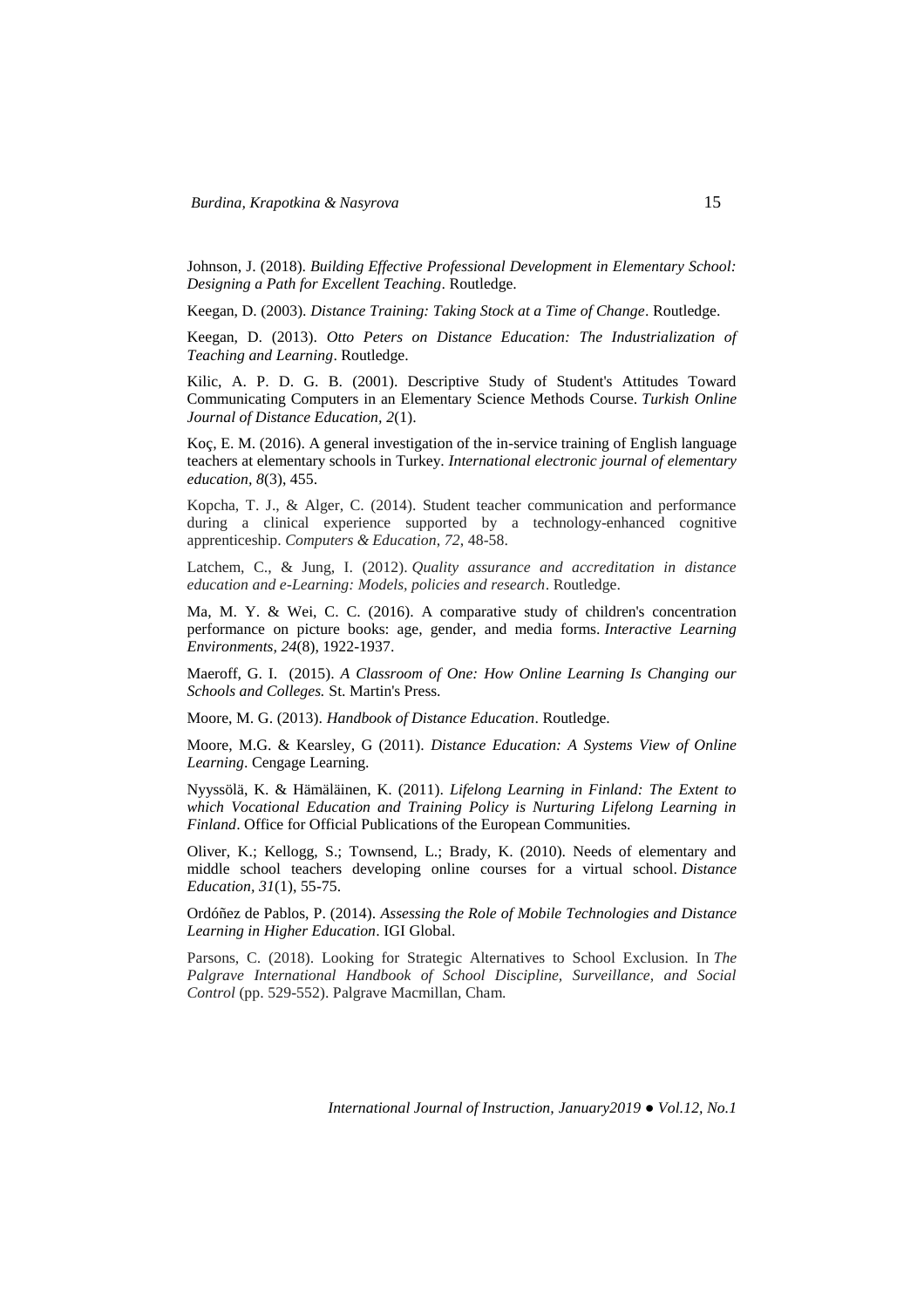Johnson, J. (2018). *Building Effective Professional Development in Elementary School: Designing a Path for Excellent Teaching*. Routledge.

Keegan, D. (2003). *Distance Training: Taking Stock at a Time of Change*. Routledge.

Keegan, D. (2013). *Otto Peters on Distance Education: The Industrialization of Teaching and Learning*. Routledge.

Kilic, A. P. D. G. B. (2001). Descriptive Study of Student's Attitudes Toward Communicating Computers in an Elementary Science Methods Course. *Turkish Online Journal of Distance Education, 2*(1).

Koç, E. M. (2016). A general investigation of the in-service training of English language teachers at elementary schools in Turkey. *International electronic journal of elementary education*, *8*(3), 455.

Kopcha, T. J., & Alger, C. (2014). Student teacher communication and performance during a clinical experience supported by a technology-enhanced cognitive apprenticeship. *Computers & Education*, *72*, 48-58.

Latchem, C., & Jung, I. (2012). *Quality assurance and accreditation in distance education and e-Learning: Models, policies and research*. Routledge.

Ma, M. Y. & Wei, C. C. (2016). A comparative study of children's concentration performance on picture books: age, gender, and media forms. *Interactive Learning Environments, 24*(8), 1922-1937.

Maeroff, G. I. (2015). *A Classroom of One: How Online Learning Is Changing our Schools and Colleges.* St. Martin's Press.

Moore, M. G. (2013). *Handbook of Distance Education*. Routledge.

Moore, M.G. & Kearsley, G (2011). *Distance Education: A Systems View of Online Learning*. Cengage Learning.

Nyyssölä, K. & Hämäläinen, K. (2011). *Lifelong Learning in Finland: The Extent to which Vocational Education and Training Policy is Nurturing Lifelong Learning in Finland*. Office for Official Publications of the European Communities.

Oliver, K.; Kellogg, S.; Townsend, L.; Brady, K. (2010). Needs of elementary and middle school teachers developing online courses for a virtual school. *Distance Education, 31*(1), 55-75.

Ordóñez de Pablos, P. (2014). *Assessing the Role of Mobile Technologies and Distance Learning in Higher Education*. IGI Global.

Parsons, C. (2018). Looking for Strategic Alternatives to School Exclusion. In *The Palgrave International Handbook of School Discipline, Surveillance, and Social Control* (pp. 529-552). Palgrave Macmillan, Cham.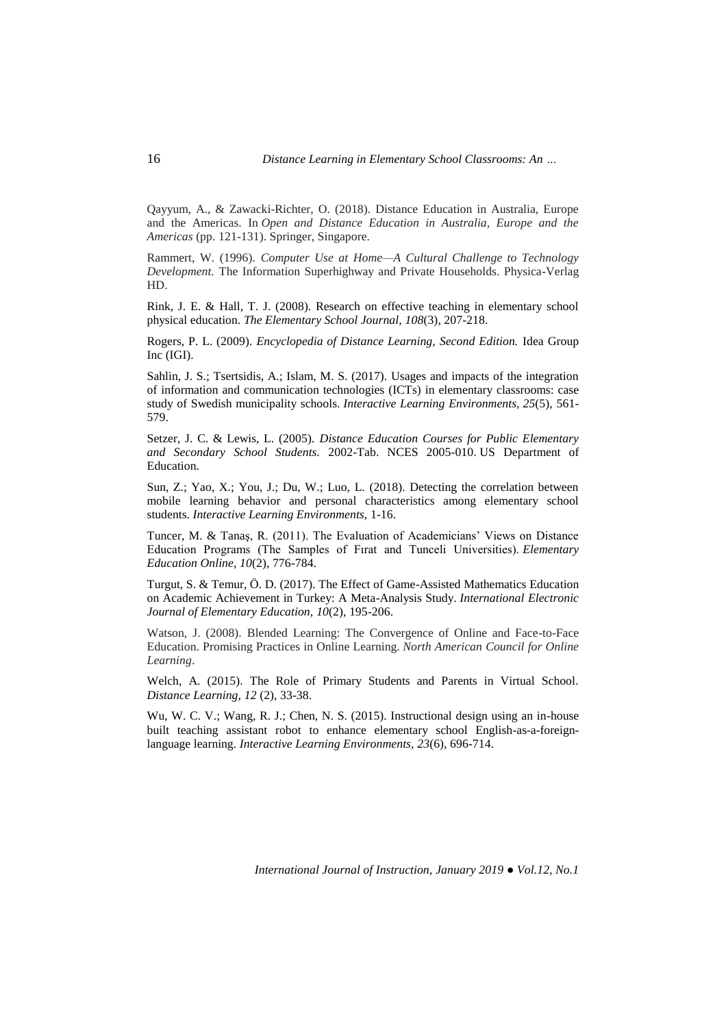Qayyum, A., & Zawacki-Richter, O. (2018). Distance Education in Australia, Europe and the Americas. In *Open and Distance Education in Australia, Europe and the Americas* (pp. 121-131). Springer, Singapore.

Rammert, W. (1996). *Computer Use at Home—A Cultural Challenge to Technology Development.* The Information Superhighway and Private Households. Physica-Verlag HD.

Rink, J. E. & Hall, T. J. (2008). Research on effective teaching in elementary school physical education. *The Elementary School Journal, 108*(3), 207-218.

Rogers, P. L. (2009). *Encyclopedia of Distance Learning, Second Edition.* Idea Group Inc (IGI).

Sahlin, J. S.; Tsertsidis, A.; Islam, M. S. (2017). Usages and impacts of the integration of information and communication technologies (ICTs) in elementary classrooms: case study of Swedish municipality schools. *Interactive Learning Environments, 25*(5), 561-579.

Setzer, J. C. & Lewis, L. (2005). *Distance Education Courses for Public Elementary and Secondary School Students.* 2002-Tab. NCES 2005-010. US Department of Education.

Sun, Z.; Yao, X.; You, J.; Du, W.; Luo, L. (2018). Detecting the correlation between mobile learning behavior and personal characteristics among elementary school students. *Interactive Learning Environments,* 1-16.

Tuncer, M. & Tanaş, R. (2011). The Evaluation of Academicians' Views on Distance Education Programs (The Samples of Fırat and Tunceli Universities). *Elementary Education Online, 10*(2), 776-784.

Turgut, S. & Temur, Ö. D. (2017). The Effect of Game-Assisted Mathematics Education on Academic Achievement in Turkey: A Meta-Analysis Study. *International Electronic Journal of Elementary Education, 10*(2), 195-206.

Watson, J. (2008). Blended Learning: The Convergence of Online and Face-to-Face Education. Promising Practices in Online Learning. *North American Council for Online Learning*.

Welch, A. (2015). The Role of Primary Students and Parents in Virtual School. *Distance Learning, 12* (2), 33-38.

Wu, W. C. V.; Wang, R. J.; Chen, N. S. (2015). Instructional design using an in-house built teaching assistant robot to enhance elementary school English-as-a-foreign-language learning. *Interactive Learning Environments, 23*(6), 696-714.